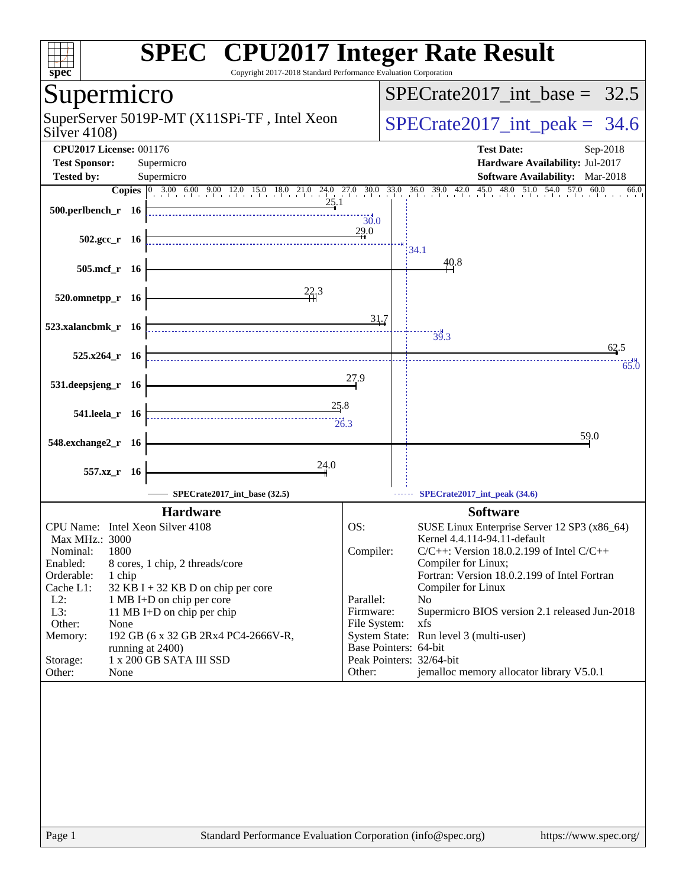# SPEC CPU2017 Integer Rate Result

Copyright 2017-2018 Standard Performance Evaluation Corporation

## Supermicro

SuperServer 5019P-MT (X11SPi-TF , Intel Xeon Silver 4108)

SPECrate2017_int_base = 32.5

SPECrate2017_int_peak = 34.6

**CPU2017 License:** 001176
**Test Sponsor:** Supermicro
**Tested by:** Supermicro

**Test Date:** Sep-2018
**Hardware Availability:** Jul-2017
**Software Availability:** Mar-2018

| Benchmark | Copies | Base | Peak |
|---|---|---|---|
| 500.perlbench_r | 16 | 25.1 | 30.0 |
| 502.gcc_r | 16 | 29.0 | 34.1 |
| 505.mcf_r | 16 | 40.8 | |
| 520.omnetpp_r | 16 | 22.3 | |
| 523.xalancbmk_r | 16 | 31.7 | 39.3 |
| 525.x264_r | 16 | 62.5 | 65.0 |
| 531.deepsjeng_r | 16 | 27.9 | |
| 541.leela_r | 16 | 25.8 | 26.3 |
| 548.exchange2_r | 16 | 59.0 | |
| 557.xz_r | 16 | 24.0 | |

SPECrate2017_int_base (32.5) ------ SPECrate2017_int_peak (34.6)

### Hardware

| | |
|---|---|
| CPU Name: | Intel Xeon Silver 4108 |
| Max MHz.: | 3000 |
| Nominal: | 1800 |
| Enabled: | 8 cores, 1 chip, 2 threads/core |
| Orderable: | 1 chip |
| Cache L1: | 32 KB I + 32 KB D on chip per core |
| L2: | 1 MB I+D on chip per core |
| L3: | 11 MB I+D on chip per chip |
| Other: | None |
| Memory: | 192 GB (6 x 32 GB 2Rx4 PC4-2666V-R, running at 2400) |
| Storage: | 1 x 200 GB SATA III SSD |
| Other: | None |

### Software

| | |
|---|---|
| OS: | SUSE Linux Enterprise Server 12 SP3 (x86_64) Kernel 4.4.114-94.11-default |
| Compiler: | C/C++: Version 18.0.2.199 of Intel C/C++ Compiler for Linux; Fortran: Version 18.0.2.199 of Intel Fortran Compiler for Linux |
| Parallel: | No |
| Firmware: | Supermicro BIOS version 2.1 released Jun-2018 |
| File System: | xfs |
| System State: | Run level 3 (multi-user) |
| Base Pointers: | 64-bit |
| Peak Pointers: | 32/64-bit |
| Other: | jemalloc memory allocator library V5.0.1 |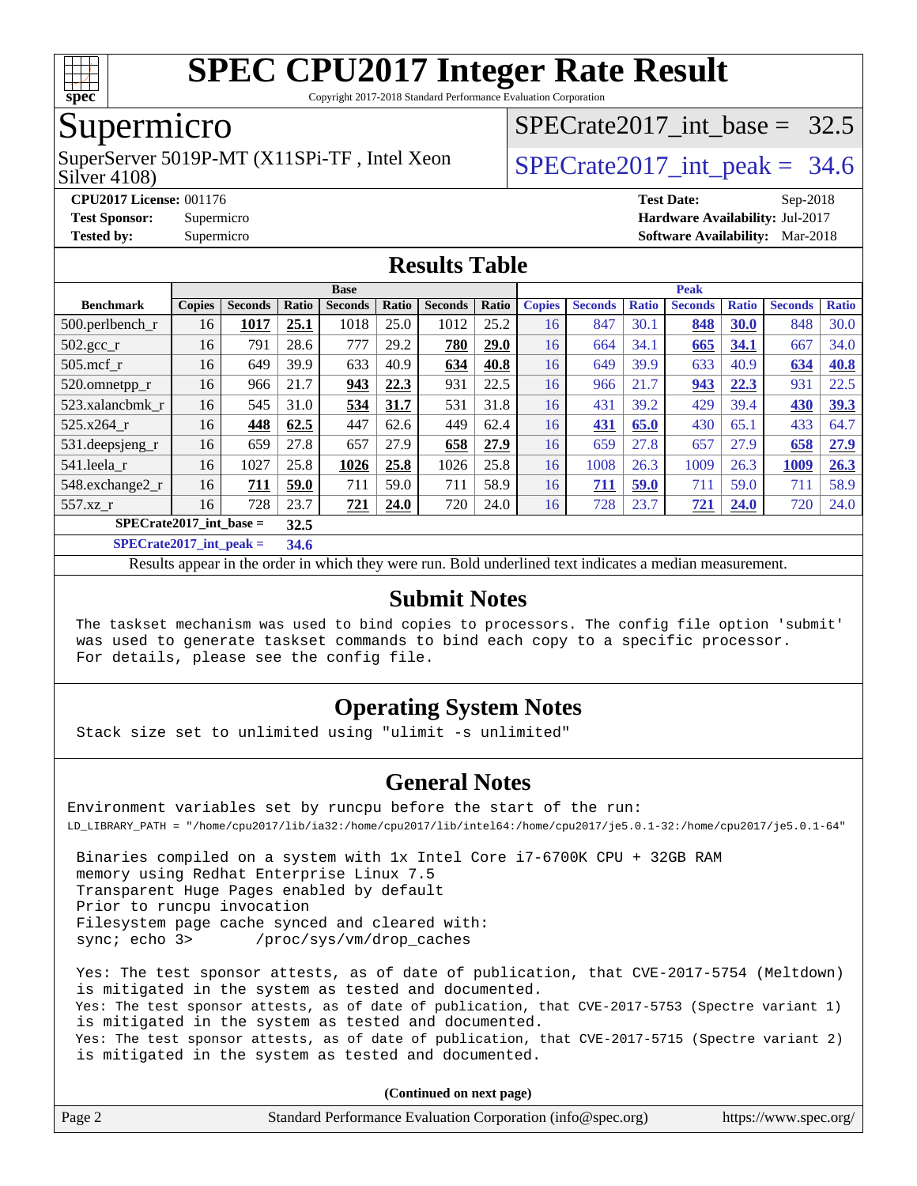# SPEC CPU2017 Integer Rate Result

Copyright 2017-2018 Standard Performance Evaluation Corporation

## Supermicro

SuperServer 5019P-MT (X11SPi-TF , Intel Xeon Silver 4108)

SPECrate2017_int_base = 32.5

SPECrate2017_int_peak = 34.6

**CPU2017 License:** 001176
**Test Sponsor:** Supermicro
**Tested by:** Supermicro

**Test Date:** Sep-2018
**Hardware Availability:** Jul-2017
**Software Availability:** Mar-2018

## Results Table

| | Base | | | | | | | Peak | | | | | | |
|---|---|---|---|---|---|---|---|---|---|---|---|---|---|---|
| **Benchmark** | **Copies** | **Seconds** | **Ratio** | **Seconds** | **Ratio** | **Seconds** | **Ratio** | **Copies** | **Seconds** | **Ratio** | **Seconds** | **Ratio** | **Seconds** | **Ratio** |
| 500.perlbench_r | 16 | **1017** | **25.1** | 1018 | 25.0 | 1012 | 25.2 | 16 | 847 | 30.1 | **848** | **30.0** | 848 | 30.0 |
| 502.gcc_r | 16 | 791 | 28.6 | 777 | 29.2 | **780** | **29.0** | 16 | 664 | 34.1 | **665** | **34.1** | 667 | 34.0 |
| 505.mcf_r | 16 | 649 | 39.9 | 633 | 40.9 | **634** | **40.8** | 16 | 649 | 39.9 | 633 | 40.9 | **634** | **40.8** |
| 520.omnetpp_r | 16 | 966 | 21.7 | **943** | **22.3** | 931 | 22.5 | 16 | 966 | 21.7 | **943** | **22.3** | 931 | 22.5 |
| 523.xalancbmk_r | 16 | 545 | 31.0 | **534** | **31.7** | 531 | 31.8 | 16 | 431 | 39.2 | 429 | 39.4 | **430** | **39.3** |
| 525.x264_r | 16 | **448** | **62.5** | 447 | 62.6 | 449 | 62.4 | 16 | **431** | **65.0** | 430 | 65.1 | 433 | 64.7 |
| 531.deepsjeng_r | 16 | 659 | 27.8 | 657 | 27.9 | **658** | **27.9** | 16 | 659 | 27.8 | 657 | 27.9 | **658** | **27.9** |
| 541.leela_r | 16 | 1027 | 25.8 | **1026** | **25.8** | 1026 | 25.8 | 16 | 1008 | 26.3 | 1009 | 26.3 | **1009** | **26.3** |
| 548.exchange2_r | 16 | **711** | **59.0** | 711 | 59.0 | 711 | 58.9 | 16 | **711** | **59.0** | 711 | 59.0 | 711 | 58.9 |
| 557.xz_r | 16 | 728 | 23.7 | **721** | **24.0** | 720 | 24.0 | 16 | 728 | 23.7 | **721** | **24.0** | 720 | 24.0 |

**SPECrate2017_int_base = 32.5**

**SPECrate2017_int_peak = 34.6**

Results appear in the order in which they were run. Bold underlined text indicates a median measurement.

## Submit Notes

```
The taskset mechanism was used to bind copies to processors. The config file option 'submit'
was used to generate taskset commands to bind each copy to a specific processor.
For details, please see the config file.
```

## Operating System Notes

```
Stack size set to unlimited using "ulimit -s unlimited"
```

## General Notes

```
Environment variables set by runcpu before the start of the run:
LD_LIBRARY_PATH = "/home/cpu2017/lib/ia32:/home/cpu2017/lib/intel64:/home/cpu2017/je5.0.1-32:/home/cpu2017/je5.0.1-64"

 Binaries compiled on a system with 1x Intel Core i7-6700K CPU + 32GB RAM
 memory using Redhat Enterprise Linux 7.5
 Transparent Huge Pages enabled by default
 Prior to runcpu invocation
 Filesystem page cache synced and cleared with:
 sync; echo 3>       /proc/sys/vm/drop_caches

 Yes: The test sponsor attests, as of date of publication, that CVE-2017-5754 (Meltdown)
 is mitigated in the system as tested and documented.
 Yes: The test sponsor attests, as of date of publication, that CVE-2017-5753 (Spectre variant 1)
 is mitigated in the system as tested and documented.
 Yes: The test sponsor attests, as of date of publication, that CVE-2017-5715 (Spectre variant 2)
 is mitigated in the system as tested and documented.
```

**(Continued on next page)**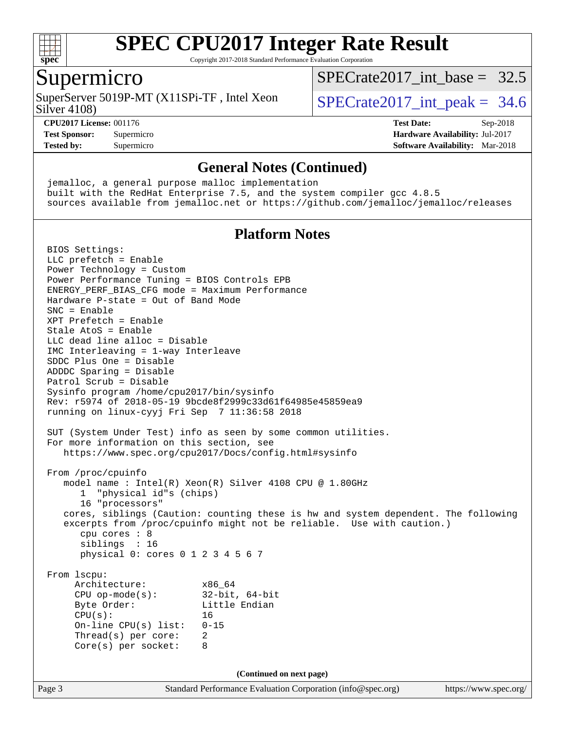# SPEC CPU2017 Integer Rate Result

Copyright 2017-2018 Standard Performance Evaluation Corporation

## Supermicro

SuperServer 5019P-MT (X11SPi-TF , Intel Xeon Silver 4108)

SPECrate2017_int_base = 32.5

SPECrate2017_int_peak = 34.6

**CPU2017 License:** 001176
**Test Sponsor:** Supermicro
**Tested by:** Supermicro

**Test Date:** Sep-2018
**Hardware Availability:** Jul-2017
**Software Availability:** Mar-2018

### General Notes (Continued)

```
jemalloc, a general purpose malloc implementation
built with the RedHat Enterprise 7.5, and the system compiler gcc 4.8.5
sources available from jemalloc.net or https://github.com/jemalloc/jemalloc/releases
```

### Platform Notes

```
BIOS Settings:
LLC prefetch = Enable
Power Technology = Custom
Power Performance Tuning = BIOS Controls EPB
ENERGY_PERF_BIAS_CFG mode = Maximum Performance
Hardware P-state = Out of Band Mode
SNC = Enable
XPT Prefetch = Enable
Stale AtoS = Enable
LLC dead line alloc = Disable
IMC Interleaving = 1-way Interleave
SDDC Plus One = Disable
ADDDC Sparing = Disable
Patrol Scrub = Disable
Sysinfo program /home/cpu2017/bin/sysinfo
Rev: r5974 of 2018-05-19 9bcde8f2999c33d61f64985e45859ea9
running on linux-cyyj Fri Sep  7 11:36:58 2018

SUT (System Under Test) info as seen by some common utilities.
For more information on this section, see
   https://www.spec.org/cpu2017/Docs/config.html#sysinfo

From /proc/cpuinfo
   model name : Intel(R) Xeon(R) Silver 4108 CPU @ 1.80GHz
      1  "physical id"s (chips)
      16 "processors"
   cores, siblings (Caution: counting these is hw and system dependent. The following
   excerpts from /proc/cpuinfo might not be reliable.  Use with caution.)
      cpu cores : 8
      siblings  : 16
      physical 0: cores 0 1 2 3 4 5 6 7

From lscpu:
     Architecture:          x86_64
     CPU op-mode(s):        32-bit, 64-bit
     Byte Order:            Little Endian
     CPU(s):                16
     On-line CPU(s) list:   0-15
     Thread(s) per core:    2
     Core(s) per socket:    8
```

(Continued on next page)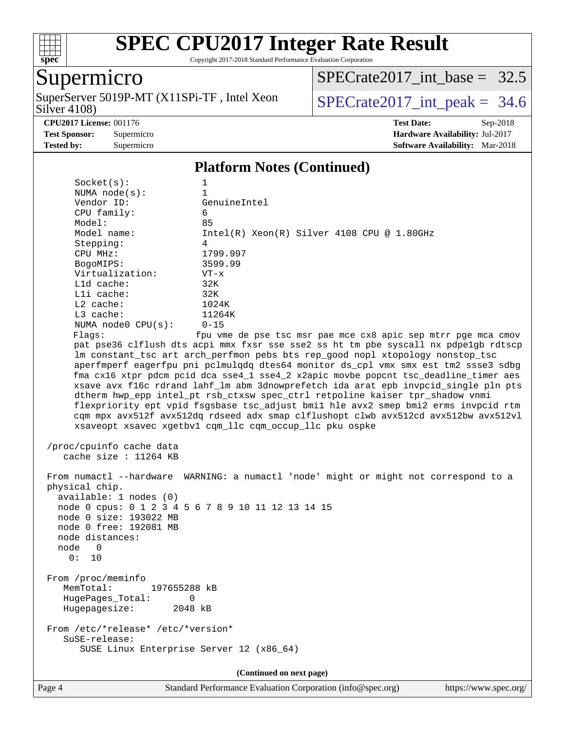## Platform Notes (Continued)

```
    Socket(s):             1
    NUMA node(s):          1
    Vendor ID:             GenuineIntel
    CPU family:            6
    Model:                 85
    Model name:            Intel(R) Xeon(R) Silver 4108 CPU @ 1.80GHz
    Stepping:              4
    CPU MHz:               1799.997
    BogoMIPS:              3599.99
    Virtualization:        VT-x
    L1d cache:             32K
    L1i cache:             32K
    L2 cache:              1024K
    L3 cache:              11264K
    NUMA node0 CPU(s):     0-15
    Flags:                 fpu vme de pse tsc msr pae mce cx8 apic sep mtrr pge mca cmov
    pat pse36 clflush dts acpi mmx fxsr sse sse2 ss ht tm pbe syscall nx pdpe1gb rdtscp
    lm constant_tsc art arch_perfmon pebs bts rep_good nopl xtopology nonstop_tsc
    aperfmperf eagerfpu pni pclmulqdq dtes64 monitor ds_cpl vmx smx est tm2 ssse3 sdbg
    fma cx16 xtpr pdcm pcid dca sse4_1 sse4_2 x2apic movbe popcnt tsc_deadline_timer aes
    xsave avx f16c rdrand lahf_lm abm 3dnowprefetch ida arat epb invpcid_single pln pts
    dtherm hwp_epp intel_pt rsb_ctxsw spec_ctrl retpoline kaiser tpr_shadow vnmi
    flexpriority ept vpid fsgsbase tsc_adjust bmi1 hle avx2 smep bmi2 erms invpcid rtm
    cqm mpx avx512f avx512dq rdseed adx smap clflushopt clwb avx512cd avx512bw avx512vl
    xsaveopt xsavec xgetbv1 cqm_llc cqm_occup_llc pku ospke

 /proc/cpuinfo cache data
    cache size : 11264 KB

 From numactl --hardware  WARNING: a numactl 'node' might or might not correspond to a
 physical chip.
   available: 1 nodes (0)
   node 0 cpus: 0 1 2 3 4 5 6 7 8 9 10 11 12 13 14 15
   node 0 size: 193022 MB
   node 0 free: 192081 MB
   node distances:
   node   0
     0:  10

 From /proc/meminfo
    MemTotal:       197655288 kB
    HugePages_Total:       0
    Hugepagesize:       2048 kB

 From /etc/*release* /etc/*version*
    SuSE-release:
       SUSE Linux Enterprise Server 12 (x86_64)
```

(Continued on next page)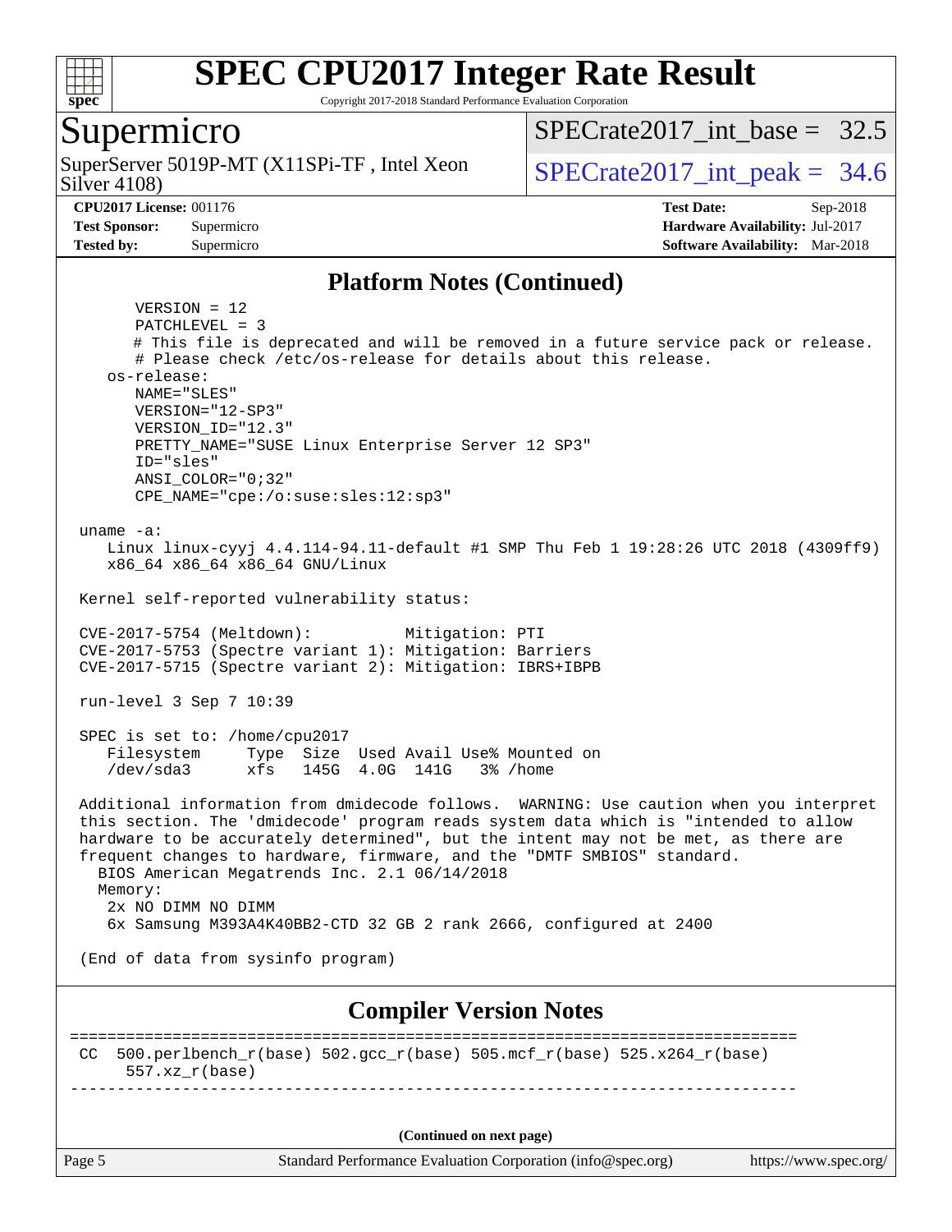## Platform Notes (Continued)

```
      VERSION = 12
      PATCHLEVEL = 3
      # This file is deprecated and will be removed in a future service pack or release.
      # Please check /etc/os-release for details about this release.
   os-release:
      NAME="SLES"
      VERSION="12-SP3"
      VERSION_ID="12.3"
      PRETTY_NAME="SUSE Linux Enterprise Server 12 SP3"
      ID="sles"
      ANSI_COLOR="0;32"
      CPE_NAME="cpe:/o:suse:sles:12:sp3"

uname -a:
   Linux linux-cyyj 4.4.114-94.11-default #1 SMP Thu Feb 1 19:28:26 UTC 2018 (4309ff9)
   x86_64 x86_64 x86_64 GNU/Linux

Kernel self-reported vulnerability status:

CVE-2017-5754 (Meltdown):          Mitigation: PTI
CVE-2017-5753 (Spectre variant 1): Mitigation: Barriers
CVE-2017-5715 (Spectre variant 2): Mitigation: IBRS+IBPB

run-level 3 Sep 7 10:39

SPEC is set to: /home/cpu2017
   Filesystem     Type  Size  Used Avail Use% Mounted on
   /dev/sda3      xfs   145G  4.0G  141G   3% /home

Additional information from dmidecode follows.  WARNING: Use caution when you interpret
this section. The 'dmidecode' program reads system data which is "intended to allow
hardware to be accurately determined", but the intent may not be met, as there are
frequent changes to hardware, firmware, and the "DMTF SMBIOS" standard.
  BIOS American Megatrends Inc. 2.1 06/14/2018
  Memory:
   2x NO DIMM NO DIMM
   6x Samsung M393A4K40BB2-CTD 32 GB 2 rank 2666, configured at 2400

(End of data from sysinfo program)
```

## Compiler Version Notes

```
==============================================================================
CC  500.perlbench_r(base) 502.gcc_r(base) 505.mcf_r(base) 525.x264_r(base)
      557.xz_r(base)
------------------------------------------------------------------------------
```

(Continued on next page)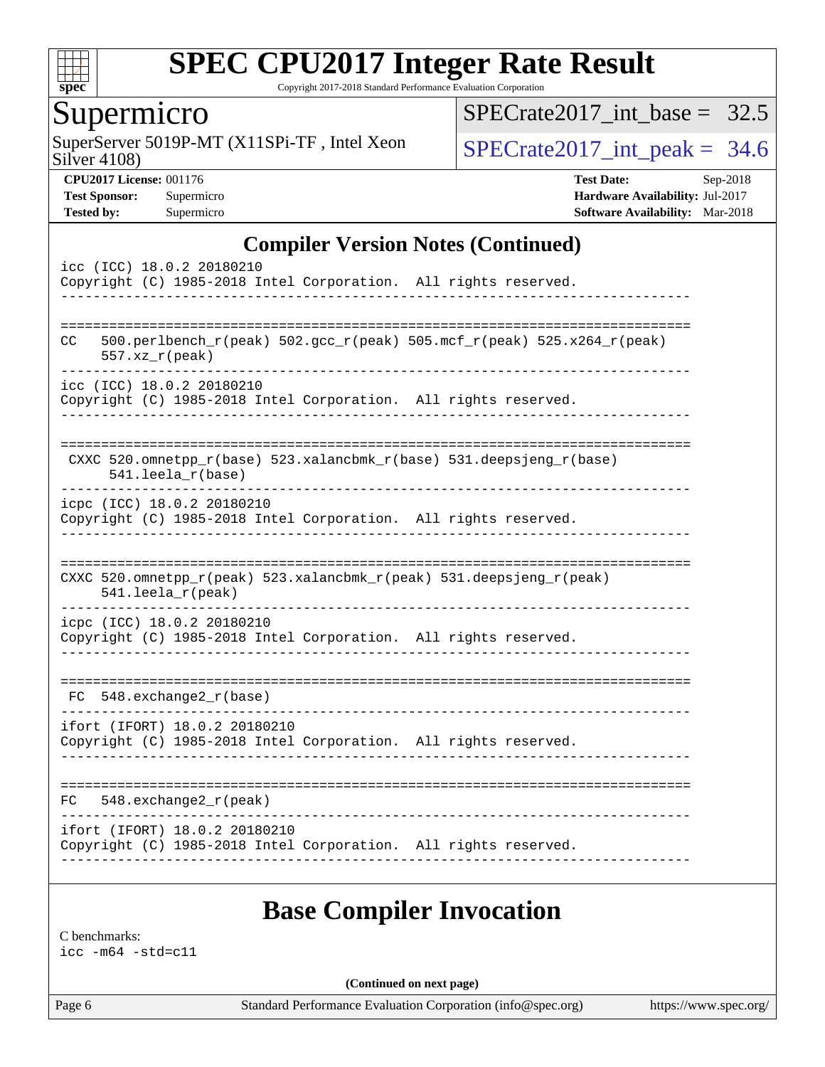## Compiler Version Notes (Continued)

```
icc (ICC) 18.0.2 20180210
Copyright (C) 1985-2018 Intel Corporation.  All rights reserved.
------------------------------------------------------------------------------

==============================================================================
CC   500.perlbench_r(peak) 502.gcc_r(peak) 505.mcf_r(peak) 525.x264_r(peak)
     557.xz_r(peak)
------------------------------------------------------------------------------
icc (ICC) 18.0.2 20180210
Copyright (C) 1985-2018 Intel Corporation.  All rights reserved.
------------------------------------------------------------------------------

==============================================================================
 CXXC 520.omnetpp_r(base) 523.xalancbmk_r(base) 531.deepsjeng_r(base)
      541.leela_r(base)
------------------------------------------------------------------------------
icpc (ICC) 18.0.2 20180210
Copyright (C) 1985-2018 Intel Corporation.  All rights reserved.
------------------------------------------------------------------------------

==============================================================================
CXXC 520.omnetpp_r(peak) 523.xalancbmk_r(peak) 531.deepsjeng_r(peak)
     541.leela_r(peak)
------------------------------------------------------------------------------
icpc (ICC) 18.0.2 20180210
Copyright (C) 1985-2018 Intel Corporation.  All rights reserved.
------------------------------------------------------------------------------

==============================================================================
 FC  548.exchange2_r(base)
------------------------------------------------------------------------------
ifort (IFORT) 18.0.2 20180210
Copyright (C) 1985-2018 Intel Corporation.  All rights reserved.
------------------------------------------------------------------------------

==============================================================================
FC   548.exchange2_r(peak)
------------------------------------------------------------------------------
ifort (IFORT) 18.0.2 20180210
Copyright (C) 1985-2018 Intel Corporation.  All rights reserved.
------------------------------------------------------------------------------
```

## Base Compiler Invocation

C benchmarks:
icc -m64 -std=c11

(Continued on next page)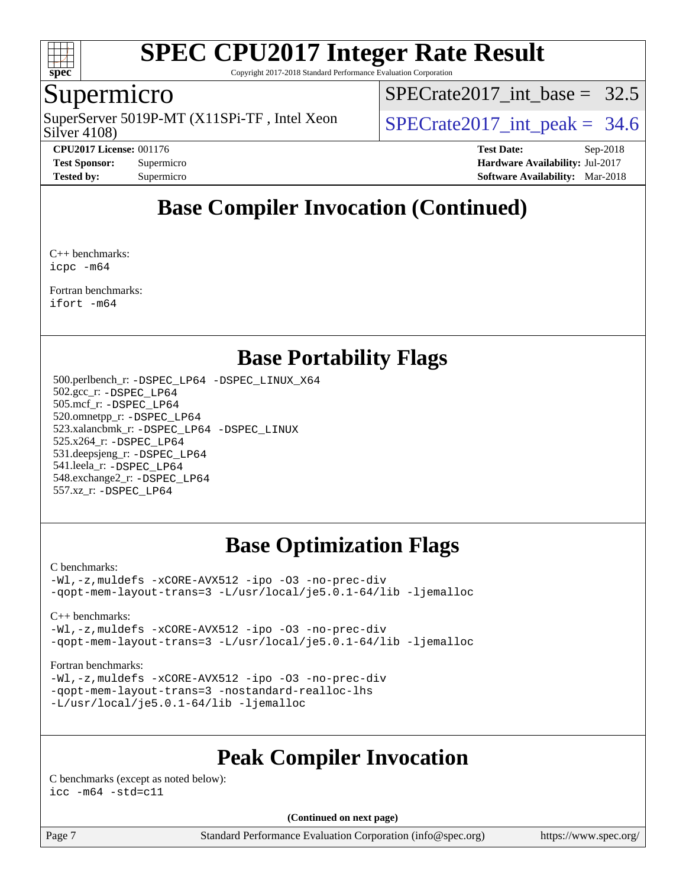## Base Compiler Invocation (Continued)

C++ benchmarks:
icpc -m64

Fortran benchmarks:
ifort -m64

## Base Portability Flags

500.perlbench_r: -DSPEC_LP64 -DSPEC_LINUX_X64
502.gcc_r: -DSPEC_LP64
505.mcf_r: -DSPEC_LP64
520.omnetpp_r: -DSPEC_LP64
523.xalancbmk_r: -DSPEC_LP64 -DSPEC_LINUX
525.x264_r: -DSPEC_LP64
531.deepsjeng_r: -DSPEC_LP64
541.leela_r: -DSPEC_LP64
548.exchange2_r: -DSPEC_LP64
557.xz_r: -DSPEC_LP64

## Base Optimization Flags

C benchmarks:
-Wl,-z,muldefs -xCORE-AVX512 -ipo -O3 -no-prec-div
-qopt-mem-layout-trans=3 -L/usr/local/je5.0.1-64/lib -ljemalloc

C++ benchmarks:
-Wl,-z,muldefs -xCORE-AVX512 -ipo -O3 -no-prec-div
-qopt-mem-layout-trans=3 -L/usr/local/je5.0.1-64/lib -ljemalloc

Fortran benchmarks:
-Wl,-z,muldefs -xCORE-AVX512 -ipo -O3 -no-prec-div
-qopt-mem-layout-trans=3 -nostandard-realloc-lhs
-L/usr/local/je5.0.1-64/lib -ljemalloc

## Peak Compiler Invocation

C benchmarks (except as noted below):
icc -m64 -std=c11

**(Continued on next page)**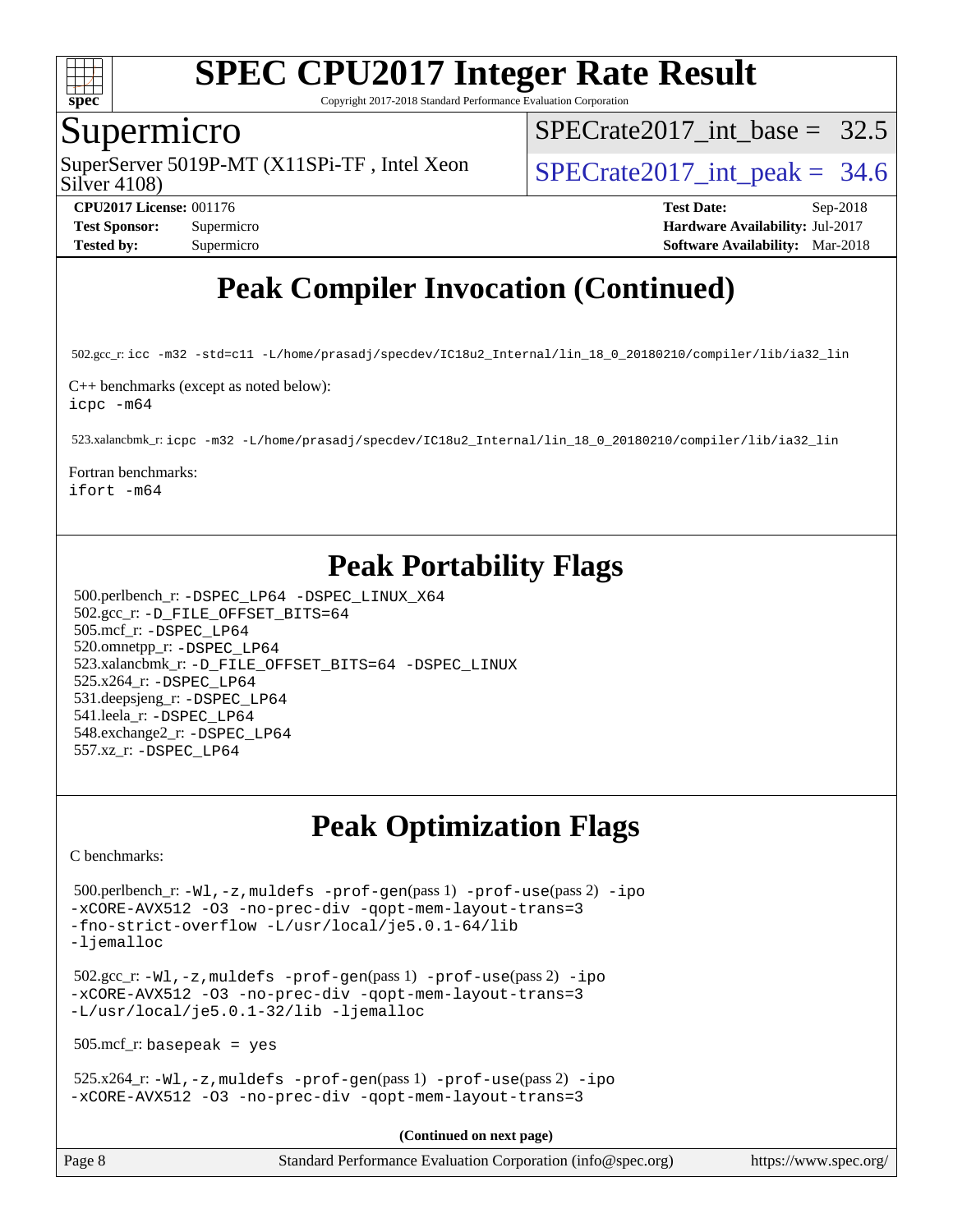# Peak Compiler Invocation (Continued)

502.gcc_r: `icc -m32 -std=c11 -L/home/prasadj/specdev/IC18u2_Internal/lin_18_0_20180210/compiler/lib/ia32_lin`

C++ benchmarks (except as noted below):
`icpc -m64`

523.xalancbmk_r: `icpc -m32 -L/home/prasadj/specdev/IC18u2_Internal/lin_18_0_20180210/compiler/lib/ia32_lin`

Fortran benchmarks:
`ifort -m64`

# Peak Portability Flags

500.perlbench_r: `-DSPEC_LP64 -DSPEC_LINUX_X64`
502.gcc_r: `-D_FILE_OFFSET_BITS=64`
505.mcf_r: `-DSPEC_LP64`
520.omnetpp_r: `-DSPEC_LP64`
523.xalancbmk_r: `-D_FILE_OFFSET_BITS=64 -DSPEC_LINUX`
525.x264_r: `-DSPEC_LP64`
531.deepsjeng_r: `-DSPEC_LP64`
541.leela_r: `-DSPEC_LP64`
548.exchange2_r: `-DSPEC_LP64`
557.xz_r: `-DSPEC_LP64`

# Peak Optimization Flags

C benchmarks:

500.perlbench_r: `-Wl,-z,muldefs -prof-gen`(pass 1) `-prof-use`(pass 2) `-ipo -xCORE-AVX512 -O3 -no-prec-div -qopt-mem-layout-trans=3 -fno-strict-overflow -L/usr/local/je5.0.1-64/lib -ljemalloc`

502.gcc_r: `-Wl,-z,muldefs -prof-gen`(pass 1) `-prof-use`(pass 2) `-ipo -xCORE-AVX512 -O3 -no-prec-div -qopt-mem-layout-trans=3 -L/usr/local/je5.0.1-32/lib -ljemalloc`

505.mcf_r: `basepeak = yes`

525.x264_r: `-Wl,-z,muldefs -prof-gen`(pass 1) `-prof-use`(pass 2) `-ipo -xCORE-AVX512 -O3 -no-prec-div -qopt-mem-layout-trans=3`

**(Continued on next page)**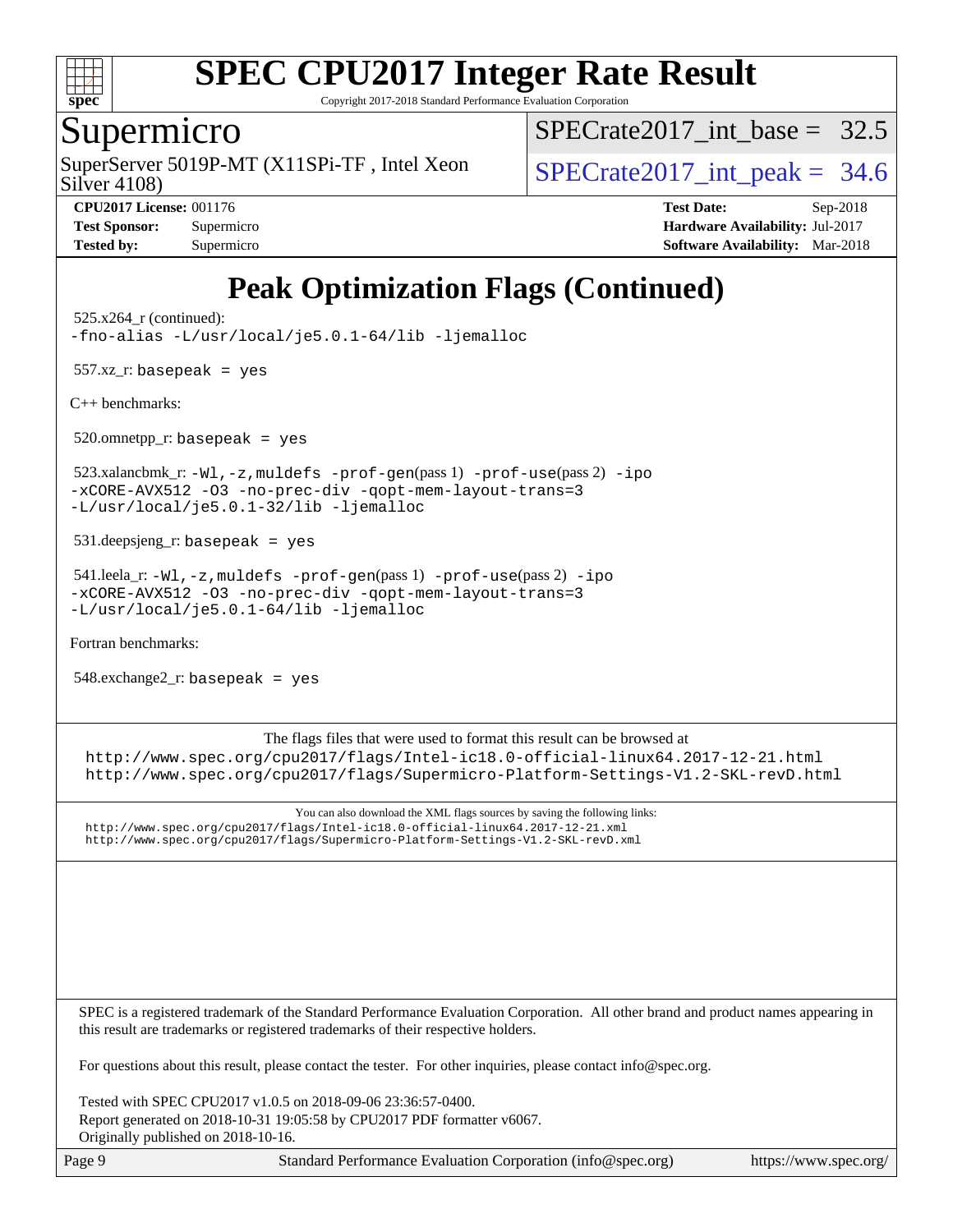# Peak Optimization Flags (Continued)

525.x264_r (continued):
-fno-alias -L/usr/local/je5.0.1-64/lib -ljemalloc

557.xz_r: basepeak = yes

C++ benchmarks:

520.omnetpp_r: basepeak = yes

523.xalancbmk_r: -Wl,-z,muldefs -prof-gen(pass 1) -prof-use(pass 2) -ipo -xCORE-AVX512 -O3 -no-prec-div -qopt-mem-layout-trans=3 -L/usr/local/je5.0.1-32/lib -ljemalloc

531.deepsjeng_r: basepeak = yes

541.leela_r: -Wl,-z,muldefs -prof-gen(pass 1) -prof-use(pass 2) -ipo -xCORE-AVX512 -O3 -no-prec-div -qopt-mem-layout-trans=3 -L/usr/local/je5.0.1-64/lib -ljemalloc

Fortran benchmarks:

548.exchange2_r: basepeak = yes

The flags files that were used to format this result can be browsed at
http://www.spec.org/cpu2017/flags/Intel-ic18.0-official-linux64.2017-12-21.html
http://www.spec.org/cpu2017/flags/Supermicro-Platform-Settings-V1.2-SKL-revD.html

You can also download the XML flags sources by saving the following links:
http://www.spec.org/cpu2017/flags/Intel-ic18.0-official-linux64.2017-12-21.xml
http://www.spec.org/cpu2017/flags/Supermicro-Platform-Settings-V1.2-SKL-revD.xml

SPEC is a registered trademark of the Standard Performance Evaluation Corporation. All other brand and product names appearing in this result are trademarks or registered trademarks of their respective holders.

For questions about this result, please contact the tester. For other inquiries, please contact info@spec.org.

Tested with SPEC CPU2017 v1.0.5 on 2018-09-06 23:36:57-0400.
Report generated on 2018-10-31 19:05:58 by CPU2017 PDF formatter v6067.
Originally published on 2018-10-16.